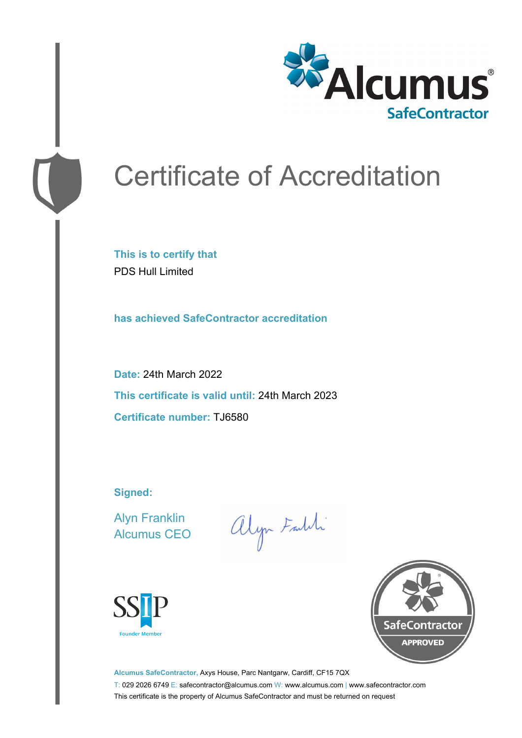Alcumus®
SafeContractor

# Certificate of Accreditation

**This is to certify that**

PDS Hull Limited

**has achieved SafeContractor accreditation**

**Date:** 24th March 2022

**This certificate is valid until:** 24th March 2023

**Certificate number:** TJ6580

**Signed:**

Alyn Franklin
Alcumus CEO

SSIP
Founder Member

SafeContractor
APPROVED

**Alcumus SafeContractor,** Axys House, Parc Nantgarw, Cardiff, CF15 7QX

T: 029 2026 6749 E: safecontractor@alcumus.com W: www.alcumus.com | www.safecontractor.com

This certificate is the property of Alcumus SafeContractor and must be returned on request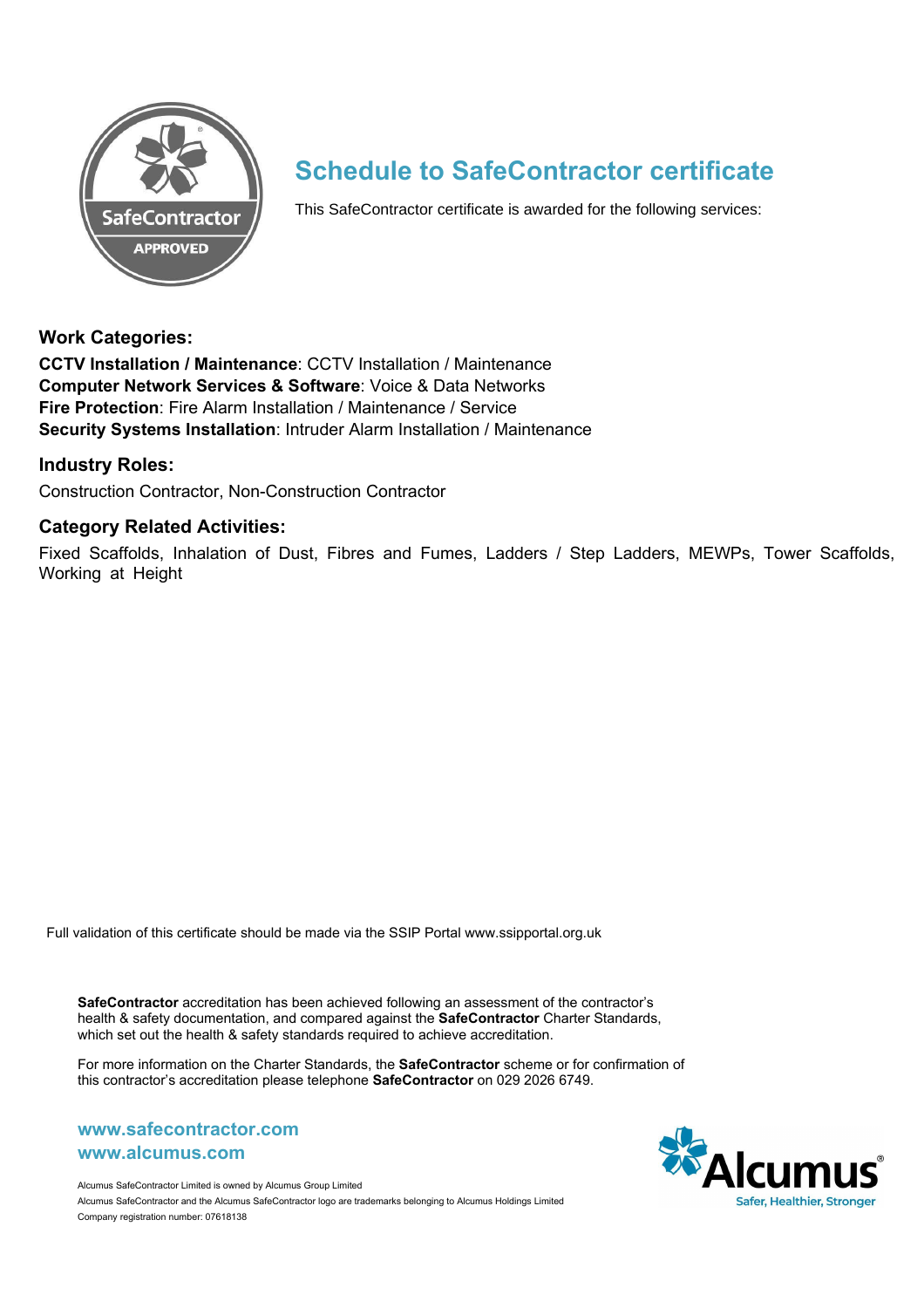# Schedule to SafeContractor certificate

This SafeContractor certificate is awarded for the following services:

### Work Categories:

**CCTV Installation / Maintenance**: CCTV Installation / Maintenance
**Computer Network Services & Software**: Voice & Data Networks
**Fire Protection**: Fire Alarm Installation / Maintenance / Service
**Security Systems Installation**: Intruder Alarm Installation / Maintenance

### Industry Roles:

Construction Contractor, Non-Construction Contractor

### Category Related Activities:

Fixed Scaffolds, Inhalation of Dust, Fibres and Fumes, Ladders / Step Ladders, MEWPs, Tower Scaffolds, Working at Height

Full validation of this certificate should be made via the SSIP Portal www.ssipportal.org.uk

**SafeContractor** accreditation has been achieved following an assessment of the contractor's health & safety documentation, and compared against the **SafeContractor** Charter Standards, which set out the health & safety standards required to achieve accreditation.

For more information on the Charter Standards, the **SafeContractor** scheme or for confirmation of this contractor's accreditation please telephone **SafeContractor** on 029 2026 6749.

**www.safecontractor.com**
**www.alcumus.com**

Alcumus SafeContractor Limited is owned by Alcumus Group Limited
Alcumus SafeContractor and the Alcumus SafeContractor logo are trademarks belonging to Alcumus Holdings Limited
Company registration number: 07618138